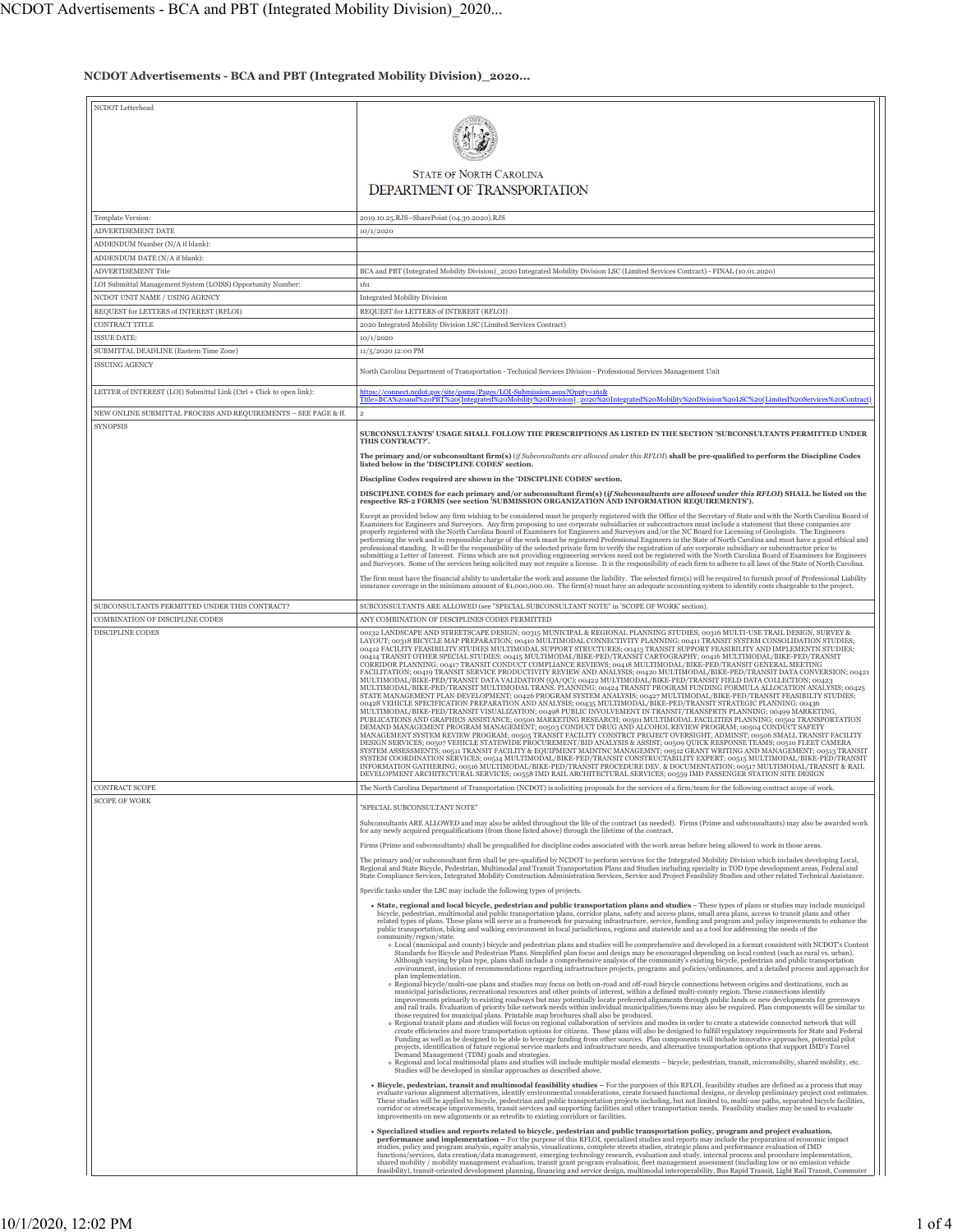## NCDOT Advertisements - BCA and PBT (Integrated Mobility Division)_2020...

| NCDOT Letterhead | STATE OF NORTH CAROLINA<br>DEPARTMENT OF TRANSPORTATION |
|---|---|
| Template Version: | 2019.10.25.RJS--SharePoint (04.30.2020).RJS |
| ADVERTISEMENT DATE | 10/1/2020 |
| ADDENDUM Number (N/A if blank): | |
| ADDENDUM DATE (N/A if blank): | |
| ADVERTISEMENT Title | BCA and PBT (Integrated Mobility Division)_2020 Integrated Mobility Division LSC (Limited Services Contract) - FINAL (10.01.2020) |
| LOI Submittal Management System (LOISS) Opportunity Number: | 161 |
| NCDOT UNIT NAME / USING AGENCY | Integrated Mobility Division |
| REQUEST for LETTERS of INTEREST (RFLOI) | REQUEST for LETTERS of INTEREST (RFLOI) |
| CONTRACT TITLE | 2020 Integrated Mobility Division LSC (Limited Services Contract) |
| ISSUE DATE: | 10/1/2020 |
| SUBMITTAL DEADLINE (Eastern Time Zone) | 11/5/2020 12:00 PM |
| ISSUING AGENCY | North Carolina Department of Transportation - Technical Services Division - Professional Services Management Unit |
| LETTER of INTEREST (LOI) Submittal Link (Ctrl + Click to open link): | https://connect.ncdot.gov/site/psmu/Pages/LOI-Submission.aspx?Oppty=161&Title=BCA%20and%20PBT%20(Integrated%20Mobility%20Division)_2020%20Integrated%20Mobility%20Division%20LSC%20(Limited%20Services%20Contract) |
| NEW ONLINE SUBMITTAL PROCESS AND REQUIREMENTS – SEE PAGE & ff. | 2 |
| SYNOPSIS | **SUBCONSULTANTS' USAGE SHALL FOLLOW THE PRESCRIPTIONS AS LISTED IN THE SECTION 'SUBCONSULTANTS PERMITTED UNDER THIS CONTRACT?'.**<br><br>**The primary and/or subconsultant firm(s)** (*if Subconsultants are allowed under this RFLOI*) **shall be pre-qualified to perform the Discipline Codes listed below in the 'DISCIPLINE CODES' section.**<br><br>**Discipline Codes required are shown in the 'DISCIPLINE CODES' section.**<br><br>**DISCIPLINE CODES for each primary and/or subconsultant firm(s) (*if Subconsultants are allowed under this RFLOI*) SHALL be listed on the respective RS-2 FORMS (see section 'SUBMISSION ORGANIZATION AND INFORMATION REQUIREMENTS').**<br><br>Except as provided below any firm wishing to be considered must be properly registered with the Office of the Secretary of State and with the North Carolina Board of Examiners for Engineers and Surveyors. Any firm proposing to use corporate subsidiaries or subcontractors must include a statement that these companies are properly registered with the North Carolina Board of Examiners for Engineers and Surveyors and/or the NC Board for Licensing of Geologists. The Engineers performing the work and in responsible charge of the work must be registered Professional Engineers in the State of North Carolina and must have a good ethical and professional standing. It will be the responsibility of the selected private firm to verify the registration of any corporate subsidiary or subcontractor prior to submitting a Letter of Interest. Firms which are not providing engineering services need not be registered with the North Carolina Board of Examiners for Engineers and Surveyors. Some of the services being solicited may not require a license. It is the responsibility of each firm to adhere to all laws of the State of North Carolina.<br><br>The firm must have the financial ability to undertake the work and assume the liability. The selected firm(s) will be required to furnish proof of Professional Liability insurance coverage in the minimum amount of $1,000,000.00. The firm(s) must have an adequate accounting system to identify costs chargeable to the project. |
| SUBCONSULTANTS PERMITTED UNDER THIS CONTRACT? | SUBCONSULTANTS ARE ALLOWED (see "SPECIAL SUBCONSULTANT NOTE" in 'SCOPE OF WORK' section). |
| COMBINATION OF DISCIPLINE CODES | ANY COMBINATION OF DISCIPLINES CODES PERMITTED |
| DISCIPLINE CODES | 00132 LANDSCAPE AND STREETSCAPE DESIGN; 00315 MUNICIPAL & REGIONAL PLANNING STUDIES; 00316 MULTI-USE TRAIL DESIGN, SURVEY & LAYOUT; 00318 BICYCLE MAP PREPARATION; 00410 MULTIMODAL CONNECTIVITY PLANNING; 00411 TRANSIT SYSTEM CONSOLIDATION STUDIES; 00412 FACILITY FEASIBILITY STUDIES MULTIMODAL SUPPORT STRUCTURES; 00413 TRANSIT SUPPORT FEASIBILITY AND IMPLEMENTN STUDIES; 00414 TRANSIT OTHER SPECIAL STUDIES; 00415 MULTIMODAL/BIKE-PED/TRANSIT CARTOGRAPHY; 00416 MULTIMODAL/BIKE-PED/TRANSIT CORRIDOR PLANNING; 00417 TRANSIT CONDUCT COMPLIANCE REVIEWS; 00418 MULTIMODAL/BIKE-PED/TRANSIT GENERAL MEETING FACILITATION; 00419 TRANSIT SERVICE PRODUCTIVITY REVIEW AND ANALYSIS; 00420 MULTIMODAL/BIKE-PED/TRANSIT DATA CONVERSION; 00421 MULTIMODAL/BIKE-PED/TRANSIT DATA VALIDATION (QA/QC); 00422 MULTIMODAL/BIKE-PED/TRANSIT FIELD DATA COLLECTION; 00423 MULTIMODAL/BIKE-PED/TRANSIT MULTIMODAL TRANS. PLANNING; 00424 TRANSIT PROGRAM FUNDING FORMULA ALLOCATION ANALYSIS; 00425 STATE MANAGEMENT PLAN DEVELOPMENT; 00426 PROGRAM SYSTEM ANALYSIS; 00427 MULTIMODAL/BIKE-PED/TRANSIT FEASIBILTY STUDIES; 00428 VEHICLE SPECIFICATION PREPARATION AND ANALYSIS; 00435 MULTIMODAL/BIKE-PED/TRANSIT STRATEGIC PLANNING; 00436 MULTIMODAL/BIKE-PED/TRANSIT VISUALIZATION; 00498 PUBLIC INVOLVEMENT IN TRANSIT/TRANSPRTN PLANNING; 00499 MARKETING, PUBLICATIONS AND GRAPHICS ASSISTANCE; 00500 MARKETING RESEARCH; 00501 MULTIMODAL FACILITIES PLANNING; 00502 TRANSPORTATION DEMAND MANAGEMENT PROGRAM MANAGEMENT; 00503 CONDUCT DRUG AND ALCOHOL REVIEW PROGRAM; 00504 CONDUCT SAFETY MANAGEMENT SYSTEM REVIEW PROGRAM; 00505 TRANSIT FACILITY CONSTRCT PROJECT OVERSIGHT, ADMINST; 00506 SMALL TRANSIT FACILITY DESIGN SERVICES; 00507 VEHICLE STATEWIDE PROCUREMENT/BID ANALYSIS & ASSIST; 00509 QUICK RESPONSE TEAMS; 00510 FLEET CAMERA SYSTEM ASSESSMENTS; 00511 TRANSIT FACILITY & EQUIPMENT MAINTNC MANAGEMNT; 00512 GRANT WRITING AND MANAGEMENT; 00513 TRANSIT SYSTEM COORDINATION SERVICES; 00514 MULTIMODAL/BIKE-PED/TRANSIT CONSTRUCTABILITY EXPERT; 00515 MULTIMODAL/BIKE-PED/TRANSIT INFORMATION GATHERING; 00516 MULTIMODAL/BIKE-PED/TRANSIT PROCEDURE DEV. & DOCUMENTATION; 00517 MULTIMODAL/TRANSIT & RAIL DEVELOPMENT ARCHITECTURAL SERVICES; 00558 IMD RAIL ARCHITECTURAL SERVICES; 00559 IMD PASSENGER STATION SITE DESIGN |
| CONTRACT SCOPE | The North Carolina Department of Transportation (NCDOT) is soliciting proposals for the services of a firm/team for the following contract scope of work. |
| SCOPE OF WORK | "SPECIAL SUBCONSULTANT NOTE"<br><br>Subconsultants ARE ALLOWED and may also be added throughout the life of the contract (as needed). Firms (Prime and subconsultants) may also be awarded work for any newly acquired prequalifications (from those listed above) through the lifetime of the contract.<br><br>Firms (Prime and subconsultants) shall be prequalified for discipline codes associated with the work areas before being allowed to work in those areas.<br><br>The primary and/or subconsultant firm shall be pre-qualified by NCDOT to perform services for the Integrated Mobility Division which includes developing Local, Regional and State Bicycle, Pedestrian, Multimodal and Transit Transportation Plans and Studies including specialty in TOD type development areas, Federal and State Compliance Services, Integrated Mobility Construction Administration Services, Service and Project Feasibility Studies and other related Technical Assistance.<br><br>Specific tasks under the LSC may include the following types of projects.<br><br>• **State, regional and local bicycle, pedestrian and public transportation plans and studies** – These types of plans or studies may include municipal bicycle, pedestrian, multimodal and public transportation plans, corridor plans, safety and access plans, small area plans, access to transit plans and other related types of plans. These plans will serve as a framework for pursuing infrastructure, service, funding and program and policy improvements to enhance the public transportation, biking and walking environment in local jurisdictions, regions and statewide and as a tool for addressing the needs of the community/region/state.<br>&nbsp;&nbsp;◦ Local (municipal and county) bicycle and pedestrian plans and studies will be comprehensive and developed in a format consistent with NCDOT's Content Standards for Bicycle and Pedestrian Plans. Simplified plan focus and design may be encouraged depending on local context (such as rural vs. urban). Although varying by plan type, plans shall include a comprehensive analysis of the community's existing bicycle, pedestrian and public transportation environment, inclusion of recommendations regarding infrastructure projects, programs and policies/ordinances, and a detailed process and approach for plan implementation.<br>&nbsp;&nbsp;◦ Regional bicycle/multi-use plans and studies may focus on both on-road and off-road bicycle connections between origins and destinations, such as municipal jurisdictions, recreational resources and other points of interest, within a defined multi-county region. These connections identify improvements primarily to existing roadways but may potentially locate preferred alignments through public lands or new developments for greenways and rail trails. Evaluation of priority bike network needs within individual municipalities/towns may also be required. Plan components will be similar to those required for municipal plans. Printable map brochures shall also be produced.<br>&nbsp;&nbsp;◦ Regional transit plans and studies will focus on regional collaboration of services and modes in order to create a statewide connected network that will create efficiencies and more transportation options for citizens. These plans will also be designed to fulfill regulatory requirements for State and Federal Funding as well as be designed to be able to leverage funding from other sources. Plan components will include innovative approaches, potential pilot projects, identification of future regional service markets and infrastructure needs, and alternative transportation options that support IMD's Travel Demand Management (TDM) goals and strategies.<br>&nbsp;&nbsp;◦ Regional and local multimodal plans and studies will include multiple modal elements – bicycle, pedestrian, transit, micromobilty, shared mobility, etc. Studies will be developed in similar approaches as described above.<br><br>• **Bicycle, pedestrian, transit and multimodal feasibility studies** – For the purposes of this RFLOI, feasibility studies are defined as a process that may evaluate various alignment alternatives, identify environmental considerations, create focused functional designs, or develop preliminary project cost estimates. These studies will be applied to bicycle, pedestrian and public transportation projects including, but not limited to, multi-use paths, separated bicycle facilities, corridor or streetscape improvements, transit services and supporting facilities and other transportation needs. Feasibility studies may be used to evaluate improvements on new alignments or as retrofits to existing corridors or facilities.<br><br>• **Specialized studies and reports related to bicycle, pedestrian and public transportation policy, program and project evaluation, performance and implementation** – For the purpose of this RFLOI, specialized studies and reports may include the preparation of economic impact studies, policy and program analysis, equity analysis, visualizations, complete streets studies, strategic plans and performance evaluation of IMD functions/services, data creation/data management, emerging technology research, evaluation and study, internal process and procedure implementation, shared mobility / mobility management evaluation, transit grant program evaluation, fleet management assessment (including low or no emission vehicle feasibility), transit-oriented development planning, financing and service design, multimodal interoperability, Bus Rapid Transit, Light Rail Transit, Commuter |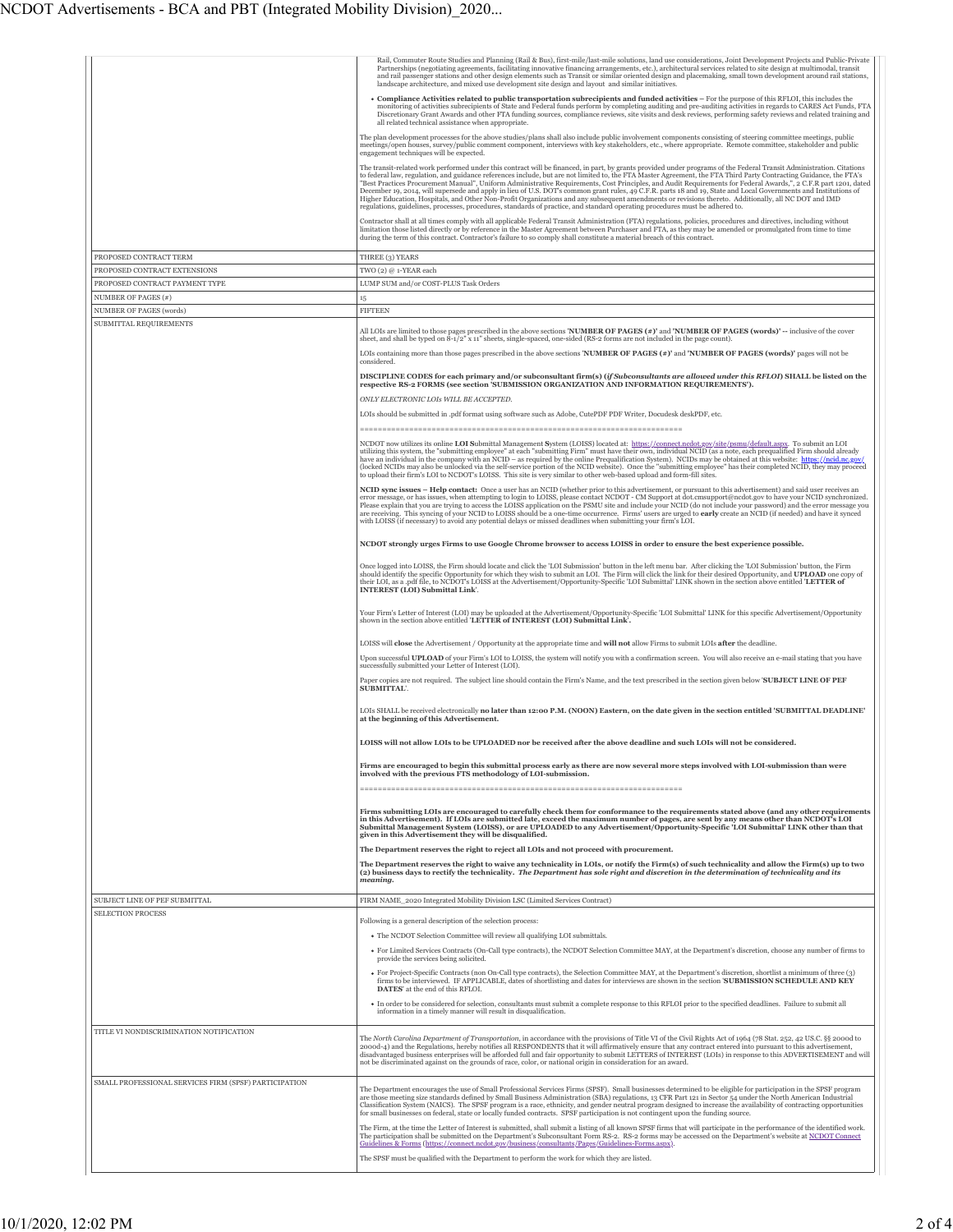| | |
|---|---|
| | Rail, Commuter Route Studies and Planning (Rail & Bus), first-mile/last-mile solutions, land use considerations, Joint Development Projects and Public-Private Partnerships (negotiating agreements, facilitating innovative financing arrangements, etc.), architectural services related to site design at multimodal, transit and rail passenger stations and other design elements such as Transit or similar oriented design and placemaking, small town development around rail stations, landscape architecture, and mixed use development site design and layout and similar initiatives.<br><br>• **Compliance Activities related to public transportation subrecipients and funded activities** – For the purpose of this RFLOI, this includes the monitoring of activities subrecipients of State and Federal funds perform by completing auditing and pre-auditing activities in regards to CARES Act Funds, FTA Discretionary Grant Awards and other FTA funding sources, compliance reviews, site visits and desk reviews, performing safety reviews and related training and all related technical assistance when appropriate.<br><br>The plan development processes for the above studies/plans shall also include public involvement components consisting of steering committee meetings, public meetings/open houses, survey/public comment component, interviews with key stakeholders, etc., where appropriate. Remote committee, stakeholder and public engagement techniques will be expected.<br><br>The transit-related work performed under this contract will be financed, in part, by grants provided under programs of the Federal Transit Administration. Citations to federal law, regulation, and guidance references include, but are not limited to, the FTA Master Agreement, the FTA Third Party Contracting Guidance, the FTA's "Best Practices Procurement Manual", Uniform Administrative Requirements, Cost Principles, and Audit Requirements for Federal Awards,", 2 C.F.R part 1201, dated December 19, 2014, will supersede and apply in lieu of U.S. DOT's common grant rules, 49 C.F.R. parts 18 and 19, State and Local Governments and Institutions of Higher Education, Hospitals, and Other Non-Profit Organizations and any subsequent amendments or revisions thereto. Additionally, all NC DOT and IMD regulations, guidelines, processes, procedures, standards of practice, and standard operating procedures must be adhered to.<br><br>Contractor shall at all times comply with all applicable Federal Transit Administration (FTA) regulations, policies, procedures and directives, including without limitation those listed directly or by reference in the Master Agreement between Purchaser and FTA, as they may be amended or promulgated from time to time during the term of this contract. Contractor's failure to so comply shall constitute a material breach of this contract. |
| PROPOSED CONTRACT TERM | THREE (3) YEARS |
| PROPOSED CONTRACT EXTENSIONS | TWO (2) @ 1-YEAR each |
| PROPOSED CONTRACT PAYMENT TYPE | LUMP SUM and/or COST-PLUS Task Orders |
| NUMBER OF PAGES (#) | 15 |
| NUMBER OF PAGES (words) | FIFTEEN |
| SUBMITTAL REQUIREMENTS | All LOIs are limited to those pages prescribed in the above sections **'NUMBER OF PAGES (#)'** and **'NUMBER OF PAGES (words)'** -- inclusive of the cover sheet, and shall be typed on 8-1/2" x 11" sheets, single-spaced, one-sided (RS-2 forms are not included in the page count).<br><br>LOIs containing more than those pages prescribed in the above sections **'NUMBER OF PAGES (#)'** and **'NUMBER OF PAGES (words)'** pages will not be considered.<br><br>**DISCIPLINE CODES for each primary and/or subconsultant firm(s) (*if Subconsultants are allowed under this RFLOI*) SHALL be listed on the respective RS-2 FORMS (see section 'SUBMISSION ORGANIZATION AND INFORMATION REQUIREMENTS').**<br><br>*ONLY ELECTRONIC LOIs WILL BE ACCEPTED.*<br><br>LOIs should be submitted in .pdf format using software such as Adobe, CutePDF PDF Writer, Docudesk deskPDF, etc.<br><br>==========================================================================<br><br>NCDOT now utilizes its online **LOI S**ubmittal Management **S**ystem (LOISS) located at: https://connect.ncdot.gov/site/psmu/default.aspx. To submit an LOI utilizing this system, the "submitting employee" at each "submitting Firm" must have their own, individual NCID (as a note, each prequalified Firm should already have an individual in the company with an NCID – as required by the online Prequalification System). NCIDs may be obtained at this website: https://ncid.nc.gov/ (locked NCIDs may also be unlocked via the self-service portion of the NCID website). Once the "submitting employee" has their completed NCID, they may proceed to upload their firm's LOI to NCDOT's LOISS. This site is very similar to other web-based upload and form-fill sites.<br><br>**NCID sync issues – Help contact:** Once a user has an NCID (whether prior to this advertisement, or pursuant to this advertisement) and said user receives an error message, or has issues, when attempting to login to LOISS, please contact NCDOT - CM Support at dot.cmsupport@ncdot.gov to have your NCID synchronized. Please explain that you are trying to access the LOISS application on the PSMU site and include your NCID (do not include your password) and the error message you are receiving. This syncing of your NCID to LOISS should be a one-time occurrence. Firms' users are urged to **early** create an NCID (if needed) and have it synced with LOISS (if necessary) to avoid any potential delays or missed deadlines when submitting your firm's LOI.<br><br>**NCDOT strongly urges Firms to use Google Chrome browser to access LOISS in order to ensure the best experience possible.**<br><br>Once logged into LOISS, the Firm should locate and click the 'LOI Submission' button in the left menu bar. After clicking the 'LOI Submission' button, the Firm should identify the specific Opportunity for which they wish to submit an LOI. The Firm will click the link for their desired Opportunity, and **UPLOAD** one copy of their LOI, as a .pdf file, to NCDOT's LOISS at the Advertisement/Opportunity-Specific 'LOI Submittal' LINK shown in the section above entitled '**LETTER of INTEREST (LOI) Submittal Link**'.<br><br>Your Firm's Letter of Interest (LOI) may be uploaded at the Advertisement/Opportunity-Specific 'LOI Submittal' LINK for this specific Advertisement/Opportunity shown in the section above entitled '**LETTER of INTEREST (LOI) Submittal Link**'.<br><br>LOISS will **close** the Advertisement / Opportunity at the appropriate time and **will not** allow Firms to submit LOIs **after** the deadline.<br><br>Upon successful **UPLOAD** of your Firm's LOI to LOISS, the system will notify you with a confirmation screen. You will also receive an e-mail stating that you have successfully submitted your Letter of Interest (LOI).<br><br>Paper copies are not required. The subject line should contain the Firm's Name, and the text prescribed in the section given below '**SUBJECT LINE OF PEF SUBMITTAL**'.<br><br>LOIs SHALL be received electronically **no later than 12:00 P.M. (NOON) Eastern, on the date given in the section entitled 'SUBMITTAL DEADLINE' at the beginning of this Advertisement.**<br><br>**LOISS will not allow LOIs to be UPLOADED nor be received after the above deadline and such LOIs will not be considered.**<br><br>**Firms are encouraged to begin this submittal process early as there are now several more steps involved with LOI-submission than were involved with the previous FTS methodology of LOI-submission.**<br><br>==========================================================================<br><br>**Firms submitting LOIs are encouraged to carefully check them for conformance to the requirements stated above (and any other requirements in this Advertisement). If LOIs are submitted late, exceed the maximum number of pages, are sent by any means other than NCDOT's LOI Submittal Management System (LOISS), or are UPLOADED to any Advertisement/Opportunity-Specific 'LOI Submittal' LINK other than that given in this Advertisement they will be disqualified.**<br><br>**The Department reserves the right to reject all LOIs and not proceed with procurement.**<br><br>**The Department reserves the right to waive any technicality in LOIs, or notify the Firm(s) of such technicality and allow the Firm(s) up to two (2) business days to rectify the technicality. *The Department has sole right and discretion in the determination of technicality and its meaning.*** |
| SUBJECT LINE OF PEF SUBMITTAL | FIRM NAME_2020 Integrated Mobility Division LSC (Limited Services Contract) |
| SELECTION PROCESS | Following is a general description of the selection process:<br><br>• The NCDOT Selection Committee will review all qualifying LOI submittals.<br>• For Limited Services Contracts (On-Call type contracts), the NCDOT Selection Committee MAY, at the Department's discretion, choose any number of firms to provide the services being solicited.<br>• For Project-Specific Contracts (non On-Call type contracts), the Selection Committee MAY, at the Department's discretion, shortlist a minimum of three (3) firms to be interviewed. IF APPLICABLE, dates of shortlisting and dates for interviews are shown in the section '**SUBMISSION SCHEDULE AND KEY DATES**' at the end of this RFLOI.<br>• In order to be considered for selection, consultants must submit a complete response to this RFLOI prior to the specified deadlines. Failure to submit all information in a timely manner will result in disqualification. |
| TITLE VI NONDISCRIMINATION NOTIFICATION | The *North Carolina Department of Transportation*, in accordance with the provisions of Title VI of the Civil Rights Act of 1964 (78 Stat. 252, 42 US.C. §§ 2000d to 2000d-4) and the Regulations, hereby notifies all RESPONDENTS that it will affirmatively ensure that any contract entered into pursuant to this advertisement, disadvantaged business enterprises will be afforded full and fair opportunity to submit LETTERS of INTEREST (LOIs) in response to this ADVERTISEMENT and will not be discriminated against on the grounds of race, color, or national origin in consideration for an award. |
| SMALL PROFESSIONAL SERVICES FIRM (SPSF) PARTICIPATION | The Department encourages the use of Small Professional Services Firms (SPSF). Small businesses determined to be eligible for participation in the SPSF program are those meeting size standards defined by Small Business Administration (SBA) regulations, 13 CFR Part 121 in Sector 54 under the North American Industrial Classification System (NAICS). The SPSF program is a race, ethnicity, and gender neutral program designed to increase the availability of contracting opportunities for small businesses on federal, state or locally funded contracts. SPSF participation is not contingent upon the funding source.<br><br>The Firm, at the time the Letter of Interest is submitted, shall submit a listing of all known SPSF firms that will participate in the performance of the identified work. The participation shall be submitted on the Department's Subconsultant Form RS-2. RS-2 forms may be accessed on the Department's website at NCDOT Connect Guidelines & Forms (https://connect.ncdot.gov/business/consultants/Pages/Guidelines-Forms.aspx).<br><br>The SPSF must be qualified with the Department to perform the work for which they are listed. |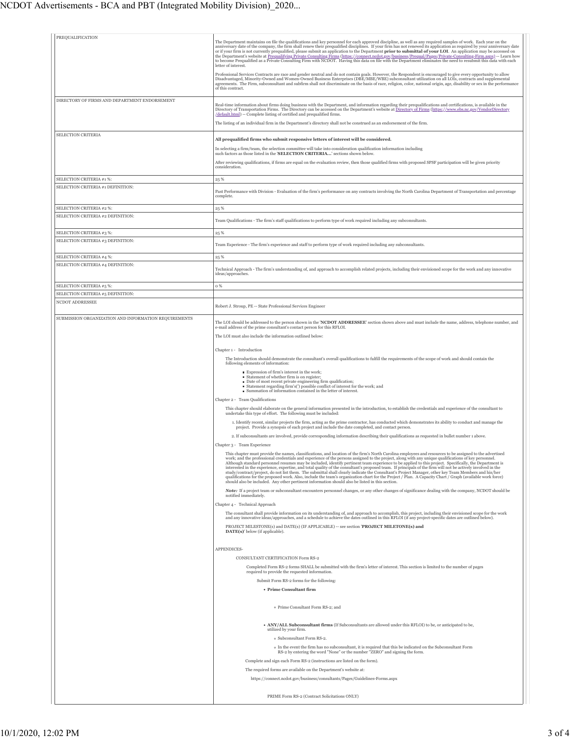| | |
|---|---|
| PREQUALIFICATION | The Department maintains on file the qualifications and key personnel for each approved discipline, as well as any required samples of work. Each year on the anniversary date of the company, the firm shall renew their prequalified disciplines. If your firm has not renewed its application as required by your anniversary date or if your firm is not currently prequalified, please submit an application to the Department **prior to submittal of your LOI**. An application may be accessed on the Department's website at Prequalifying Private Consulting Firms (https://connect.ncdot.gov/business/Prequal/Pages/Private-Consulting-Firm.aspx) -- Learn how to become Prequalified as a Private Consulting Firm with NCDOT. Having this data on file with the Department eliminates the need to resubmit this data with each letter of interest.<br><br>Professional Services Contracts are race and gender neutral and do not contain goals. However, the Respondent is encouraged to give every opportunity to allow Disadvantaged, Minority-Owned and Women-Owned Business Enterprises (DBE/MBE/WBE) subconsultant utilization on all LOIs, contracts and supplemental agreements. The Firm, subconsultant and subfirm shall not discriminate on the basis of race, religion, color, national origin, age, disability or sex in the performance of this contract. |
| DIRECTORY OF FIRMS AND DEPARTMENT ENDORSEMENT | Real-time information about firms doing business with the Department, and information regarding their prequalifications and certifications, is available in the Directory of Transportation Firms. The Directory can be accessed on the Department's website at Directory of Firms (https://www.ebs.nc.gov/VendorDirectory/default.html) -- Complete listing of certified and prequalified firms.<br><br>The listing of an individual firm in the Department's directory shall not be construed as an endorsement of the firm. |
| SELECTION CRITERIA | **All prequalified firms who submit responsive letters of interest will be considered.**<br><br>In selecting a firm/team, the selection committee will take into consideration qualification information including such factors as those listed in the '**SELECTION CRITERIA...**' sections shown below.<br><br>After reviewing qualifications, if firms are equal on the evaluation review, then those qualified firms with proposed SPSF participation will be given priority consideration. |
| SELECTION CRITERIA #1 %: | 25 % |
| SELECTION CRITERIA #1 DEFINITION: | Past Performance with Division - Evaluation of the firm's performance on any contracts involving the North Carolina Department of Transportation and percentage complete. |
| SELECTION CRITERIA #2 %: | 25 % |
| SELECTION CRITERIA #2 DEFINITION: | Team Qualifications - The firm's staff qualifications to perform type of work required including any subconsultants. |
| SELECTION CRITERIA #3 %: | 25 % |
| SELECTION CRITERIA #3 DEFINITION: | Team Experience - The firm's experience and staff to perform type of work required including any subconsultants. |
| SELECTION CRITERIA #4 %: | 25 % |
| SELECTION CRITERIA #4 DEFINITION: | Technical Approach - The firm's understanding of, and approach to accomplish related projects, including their envisioned scope for the work and any innovative ideas/approaches. |
| SELECTION CRITERIA #5 %: | 0 % |
| SELECTION CRITERIA #5 DEFINITION: | |
| NCDOT ADDRESSEE | Robert J. Stroup, PE -- State Professional Services Engineer |
| SUBMISSION ORGANIZATION AND INFORMATION REQUIREMENTS | The LOI should be addressed to the person shown in the '**NCDOT ADDRESSEE**' section shown above and must include the name, address, telephone number, and e-mail address of the prime consultant's contact person for this RFLOI.<br><br>The LOI must also include the information outlined below:<br><br>Chapter 1 - Introduction<br><br>The Introduction should demonstrate the consultant's overall qualifications to fulfill the requirements of the scope of work and should contain the following elements of information:<br>- Expression of firm's interest in the work;<br>- Statement of whether firm is on register;<br>- Date of most recent private engineering firm qualification;<br>- Statement regarding firm's(') possible conflict of interest for the work; and<br>- Summation of information contained in the letter of interest.<br><br>Chapter 2 - Team Qualifications<br><br>This chapter should elaborate on the general information presented in the introduction, to establish the credentials and experience of the consultant to undertake this type of effort. The following must be included:<br>1. Identify recent, similar projects the firm, acting as the prime contractor, has conducted which demonstrates its ability to conduct and manage the project. Provide a synopsis of each project and include the date completed, and contact person.<br>2. If subconsultants are involved, provide corresponding information describing their qualifications as requested in bullet number 1 above.<br><br>Chapter 3 - Team Experience<br><br>This chapter must provide the names, classifications, and location of the firm's North Carolina employees and resources to be assigned to the advertised work; and the professional credentials and experience of the persons assigned to the project, along with any unique qualifications of key personnel. Although standard personnel resumes may be included, identify pertinent team experience to be applied to this project. Specifically, the Department is interested in the experience, expertise, and total quality of the consultant's proposed team. If principals of the firm will not be actively involved in the study/contract/project, do not list them. The submittal shall clearly indicate the Consultant's Project Manager, other key Team Members and his/her qualifications for the proposed work. Also, include the team's organization chart for the Project / Plan. A Capacity Chart / Graph (available work force) should also be included. Any other pertinent information should also be listed in this section.<br><br>***Note:*** If a project team or subconsultant encounters personnel changes, or any other changes of significance dealing with the company, NCDOT should be notified immediately.<br><br>Chapter 4 - Technical Approach<br><br>The consultant shall provide information on its understanding of, and approach to accomplish, this project, including their envisioned scope for the work and any innovative ideas/approaches, and a schedule to achieve the dates outlined in this RFLOI (if any project-specific dates are outlined below).<br><br>PROJECT MILESTONE(s) and DATE(s) (IF APPLICABLE) -- see section '**PROJECT MILETONE(s) and DATE(s)**' below (if applicable).<br><br>APPENDICES-<br><br>CONSULTANT CERTIFICATION Form RS-2<br><br>Completed Form RS-2 forms SHALL be submitted with the firm's letter of interest. This section is limited to the number of pages required to provide the requested information.<br><br>Submit Form RS-2 forms for the following:<br>- **Prime Consultant firm**<br>  - Prime Consultant Form RS-2; and<br>- **ANY/ALL Subconsultant firms** (If Subconsultants are allowed under this RFLOI) to be, or anticipated to be, utilized by your firm.<br>  - Subconsultant Form RS-2.<br>  - In the event the firm has no subconsultant, it is required that this be indicated on the Subconsultant Form RS-2 by entering the word "None" or the number "ZERO" and signing the form.<br><br>Complete and sign each Form RS-2 (instructions are listed on the form).<br><br>The required forms are available on the Department's website at:<br><br>https://connect.ncdot.gov/business/consultants/Pages/Guidelines-Forms.aspx<br><br>PRIME Form RS-2 (Contract Solicitations ONLY) |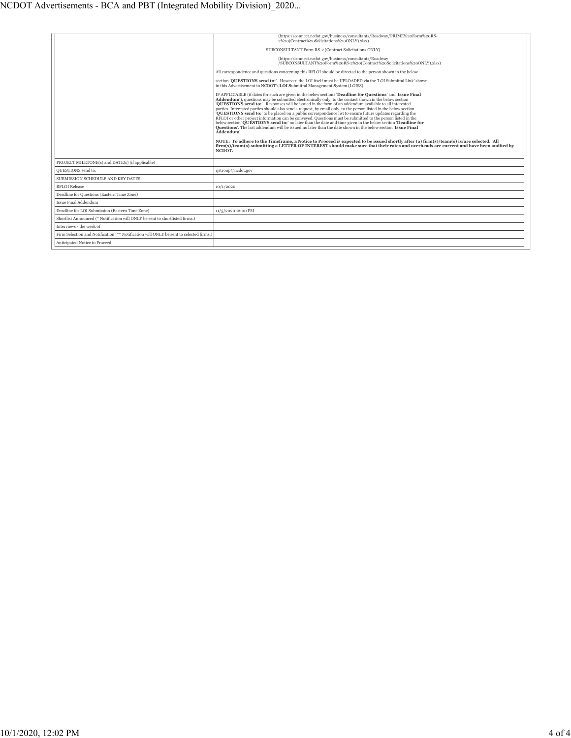| | |
|---|---|
| | (https://connect.ncdot.gov/business/consultants/Roadway/PRIME%20Form%20RS-2%20(Contract%20Solicitations%20ONLY).xlsx)<br><br>SUBCONSULTANT Form RS-2 (Contract Solicitations ONLY)<br><br>(https://connect.ncdot.gov/business/consultants/Roadway/SUBCONSULTANT%20Form%20RS-2%20(Contract%20Solicitations%20ONLY).xlsx)<br><br>All correspondence and questions concerning this RFLOI should be directed to the person shown in the below section '**QUESTIONS send to:**'. However, the LOI itself must be UPLOADED via the 'LOI Submittal Link' shown in this Advertisement to NCDOT's **LOI S**ubmittal Management **S**ystem (LOISS).<br><br>IF APPLICABLE (if dates for such are given in the below sections '**Deadline for Questions**' and '**Issue Final Addendum**'), questions may be submitted electronically only, to the contact shown in the below section '**QUESTIONS send to:**'. Responses will be issued in the form of an addendum available to all interested parties. Interested parties should also send a request, by email only, to the person listed in the below section '**QUESTIONS send to:**' to be placed on a public correspondence list to ensure future updates regarding the RFLOI or other project information can be conveyed. Questions must be submitted to the person listed in the below section '**QUESTIONS send to:**' no later than the date and time given in the below section '**Deadline for Questions**'. The last addendum will be issued no later than the date shown in the below section '**Issue Final Addendum**'.<br><br>**NOTE: To adhere to the Timeframe, a Notice to Proceed is expected to be issued shortly after (a) firm(s)/team(s) is/are selected. All firm(s)/team(s) submitting a LETTER OF INTEREST should make sure that their rates and overheads are current and have been audited by NCDOT.** |
| PROJECT MILETONE(s) and DATE(s) (if applicable) | |
| QUESTIONS send to: | rjstroup@ncdot.gov |
| SUBMISSION SCHEDULE AND KEY DATES | |
| RFLOI Release | 10/1/2020 |
| Deadline for Questions (Eastern Time Zone) | |
| Issue Final Addendum | |
| Deadline for LOI Submission (Eastern Time Zone) | 11/5/2020 12:00 PM |
| Shortlist Announced (* Notification will ONLY be sent to shortlisted firms.) | |
| Interviews - the week of | |
| Firm Selection and Notification (** Notification will ONLY be sent to selected firms.) | |
| Anticipated Notice to Proceed | |